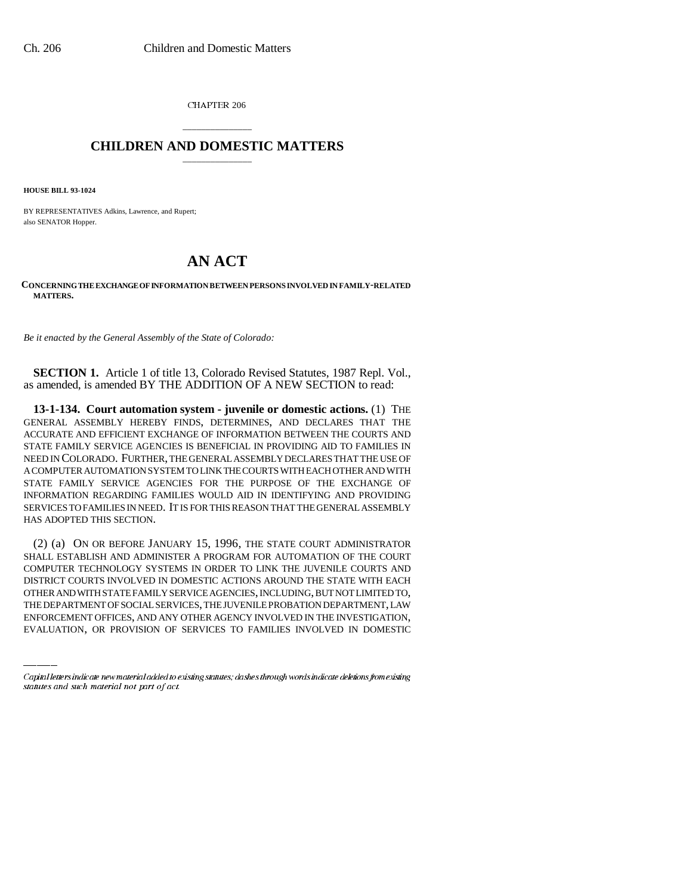CHAPTER 206

# CHILDREN AND DOMESTIC MATTERS

**HOUSE BILL 93-1024**

BY REPRESENTATIVES Adkins, Lawrence, and Rupert;
also SENATOR Hopper.

# AN ACT

**CONCERNING THE EXCHANGE OF INFORMATION BETWEEN PERSONS INVOLVED IN FAMILY-RELATED MATTERS.**

*Be it enacted by the General Assembly of the State of Colorado:*

**SECTION 1.** Article 1 of title 13, Colorado Revised Statutes, 1987 Repl. Vol., as amended, is amended BY THE ADDITION OF A NEW SECTION to read:

**13-1-134. Court automation system - juvenile or domestic actions.** (1) THE GENERAL ASSEMBLY HEREBY FINDS, DETERMINES, AND DECLARES THAT THE ACCURATE AND EFFICIENT EXCHANGE OF INFORMATION BETWEEN THE COURTS AND STATE FAMILY SERVICE AGENCIES IS BENEFICIAL IN PROVIDING AID TO FAMILIES IN NEED IN COLORADO. FURTHER, THE GENERAL ASSEMBLY DECLARES THAT THE USE OF A COMPUTER AUTOMATION SYSTEM TO LINK THE COURTS WITH EACH OTHER AND WITH STATE FAMILY SERVICE AGENCIES FOR THE PURPOSE OF THE EXCHANGE OF INFORMATION REGARDING FAMILIES WOULD AID IN IDENTIFYING AND PROVIDING SERVICES TO FAMILIES IN NEED. IT IS FOR THIS REASON THAT THE GENERAL ASSEMBLY HAS ADOPTED THIS SECTION.

(2) (a) ON OR BEFORE JANUARY 15, 1996, THE STATE COURT ADMINISTRATOR SHALL ESTABLISH AND ADMINISTER A PROGRAM FOR AUTOMATION OF THE COURT COMPUTER TECHNOLOGY SYSTEMS IN ORDER TO LINK THE JUVENILE COURTS AND DISTRICT COURTS INVOLVED IN DOMESTIC ACTIONS AROUND THE STATE WITH EACH OTHER AND WITH STATE FAMILY SERVICE AGENCIES, INCLUDING, BUT NOT LIMITED TO, THE DEPARTMENT OF SOCIAL SERVICES, THE JUVENILE PROBATION DEPARTMENT, LAW ENFORCEMENT OFFICES, AND ANY OTHER AGENCY INVOLVED IN THE INVESTIGATION, EVALUATION, OR PROVISION OF SERVICES TO FAMILIES INVOLVED IN DOMESTIC

Capital letters indicate new material added to existing statutes; dashes through words indicate deletions from existing statutes and such material not part of act.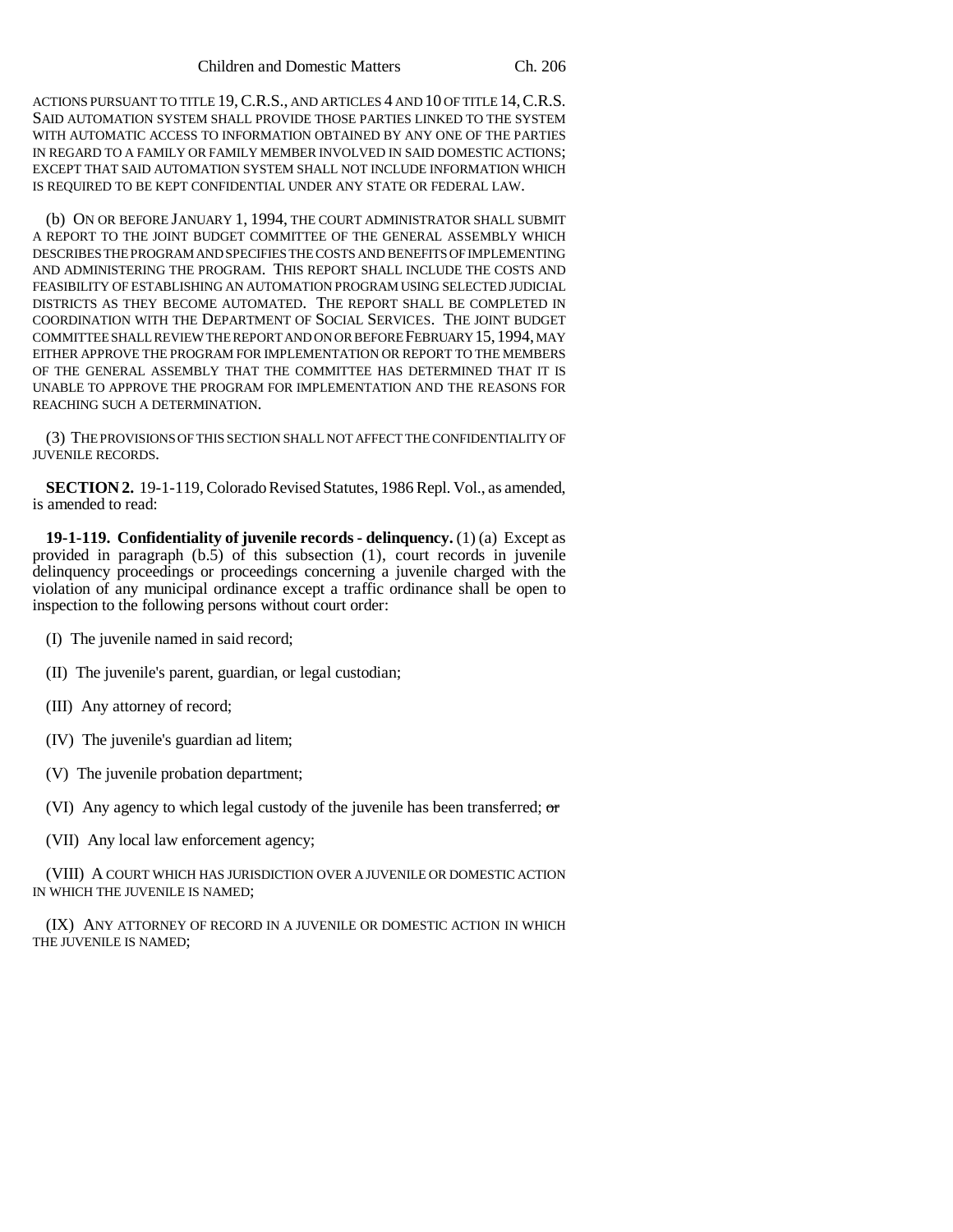ACTIONS PURSUANT TO TITLE 19, C.R.S., AND ARTICLES 4 AND 10 OF TITLE 14, C.R.S. SAID AUTOMATION SYSTEM SHALL PROVIDE THOSE PARTIES LINKED TO THE SYSTEM WITH AUTOMATIC ACCESS TO INFORMATION OBTAINED BY ANY ONE OF THE PARTIES IN REGARD TO A FAMILY OR FAMILY MEMBER INVOLVED IN SAID DOMESTIC ACTIONS; EXCEPT THAT SAID AUTOMATION SYSTEM SHALL NOT INCLUDE INFORMATION WHICH IS REQUIRED TO BE KEPT CONFIDENTIAL UNDER ANY STATE OR FEDERAL LAW.

(b) ON OR BEFORE JANUARY 1, 1994, THE COURT ADMINISTRATOR SHALL SUBMIT A REPORT TO THE JOINT BUDGET COMMITTEE OF THE GENERAL ASSEMBLY WHICH DESCRIBES THE PROGRAM AND SPECIFIES THE COSTS AND BENEFITS OF IMPLEMENTING AND ADMINISTERING THE PROGRAM. THIS REPORT SHALL INCLUDE THE COSTS AND FEASIBILITY OF ESTABLISHING AN AUTOMATION PROGRAM USING SELECTED JUDICIAL DISTRICTS AS THEY BECOME AUTOMATED. THE REPORT SHALL BE COMPLETED IN COORDINATION WITH THE DEPARTMENT OF SOCIAL SERVICES. THE JOINT BUDGET COMMITTEE SHALL REVIEW THE REPORT AND ON OR BEFORE FEBRUARY 15, 1994, MAY EITHER APPROVE THE PROGRAM FOR IMPLEMENTATION OR REPORT TO THE MEMBERS OF THE GENERAL ASSEMBLY THAT THE COMMITTEE HAS DETERMINED THAT IT IS UNABLE TO APPROVE THE PROGRAM FOR IMPLEMENTATION AND THE REASONS FOR REACHING SUCH A DETERMINATION.

(3) THE PROVISIONS OF THIS SECTION SHALL NOT AFFECT THE CONFIDENTIALITY OF JUVENILE RECORDS.

**SECTION 2.** 19-1-119, Colorado Revised Statutes, 1986 Repl. Vol., as amended, is amended to read:

**19-1-119. Confidentiality of juvenile records - delinquency.** (1) (a) Except as provided in paragraph (b.5) of this subsection (1), court records in juvenile delinquency proceedings or proceedings concerning a juvenile charged with the violation of any municipal ordinance except a traffic ordinance shall be open to inspection to the following persons without court order:

(I) The juvenile named in said record;

(II) The juvenile's parent, guardian, or legal custodian;

(III) Any attorney of record;

(IV) The juvenile's guardian ad litem;

(V) The juvenile probation department;

(VI) Any agency to which legal custody of the juvenile has been transferred; ~~or~~

(VII) Any local law enforcement agency;

(VIII) A COURT WHICH HAS JURISDICTION OVER A JUVENILE OR DOMESTIC ACTION IN WHICH THE JUVENILE IS NAMED;

(IX) ANY ATTORNEY OF RECORD IN A JUVENILE OR DOMESTIC ACTION IN WHICH THE JUVENILE IS NAMED;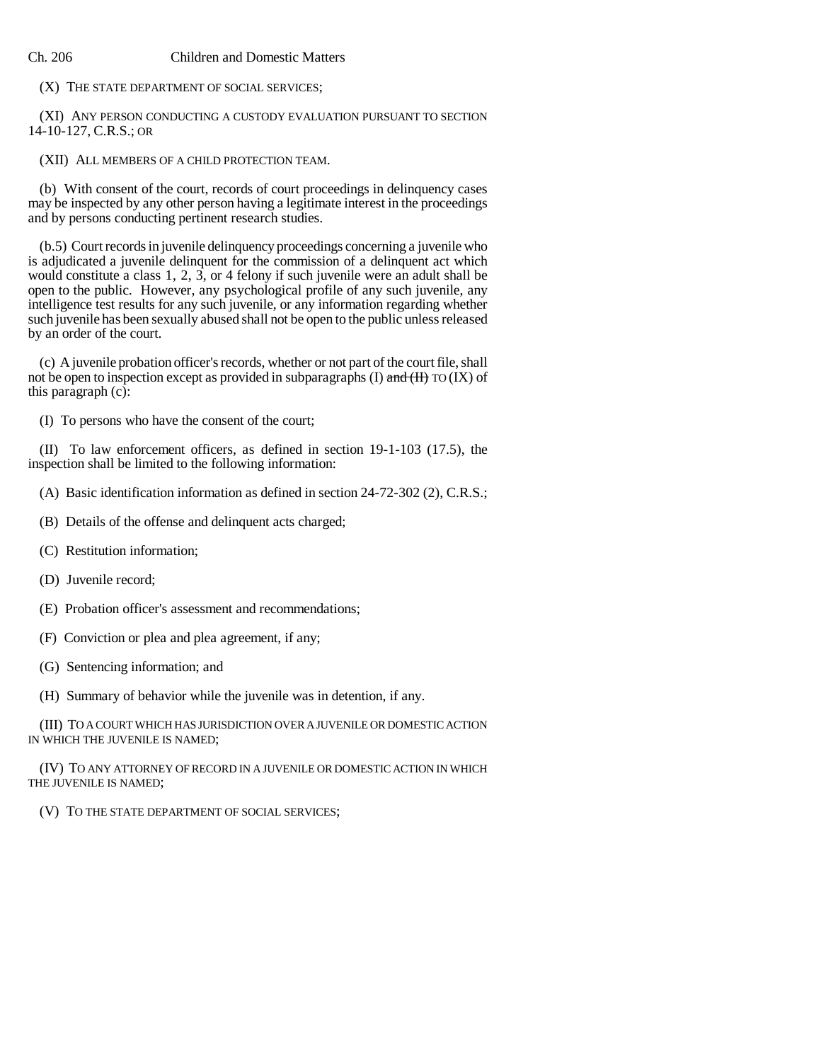(X) THE STATE DEPARTMENT OF SOCIAL SERVICES;

(XI) ANY PERSON CONDUCTING A CUSTODY EVALUATION PURSUANT TO SECTION 14-10-127, C.R.S.; OR

(XII) ALL MEMBERS OF A CHILD PROTECTION TEAM.

(b) With consent of the court, records of court proceedings in delinquency cases may be inspected by any other person having a legitimate interest in the proceedings and by persons conducting pertinent research studies.

(b.5) Court records in juvenile delinquency proceedings concerning a juvenile who is adjudicated a juvenile delinquent for the commission of a delinquent act which would constitute a class 1, 2, 3, or 4 felony if such juvenile were an adult shall be open to the public. However, any psychological profile of any such juvenile, any intelligence test results for any such juvenile, or any information regarding whether such juvenile has been sexually abused shall not be open to the public unless released by an order of the court.

(c) A juvenile probation officer's records, whether or not part of the court file, shall not be open to inspection except as provided in subparagraphs (I) ~~and (II)~~ TO (IX) of this paragraph (c):

(I) To persons who have the consent of the court;

(II) To law enforcement officers, as defined in section 19-1-103 (17.5), the inspection shall be limited to the following information:

(A) Basic identification information as defined in section 24-72-302 (2), C.R.S.;

(B) Details of the offense and delinquent acts charged;

(C) Restitution information;

(D) Juvenile record;

(E) Probation officer's assessment and recommendations;

(F) Conviction or plea and plea agreement, if any;

(G) Sentencing information; and

(H) Summary of behavior while the juvenile was in detention, if any.

(III) TO A COURT WHICH HAS JURISDICTION OVER A JUVENILE OR DOMESTIC ACTION IN WHICH THE JUVENILE IS NAMED;

(IV) TO ANY ATTORNEY OF RECORD IN A JUVENILE OR DOMESTIC ACTION IN WHICH THE JUVENILE IS NAMED;

(V) TO THE STATE DEPARTMENT OF SOCIAL SERVICES;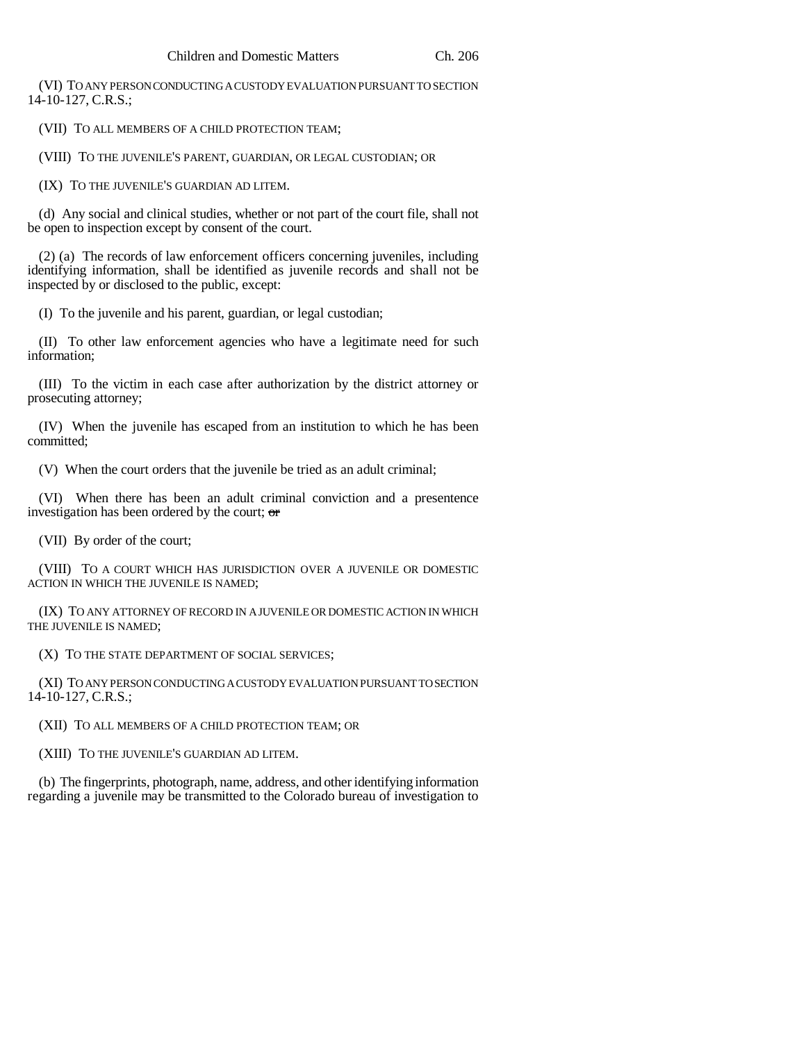(VI) TO ANY PERSON CONDUCTING A CUSTODY EVALUATION PURSUANT TO SECTION 14-10-127, C.R.S.;

(VII) TO ALL MEMBERS OF A CHILD PROTECTION TEAM;

(VIII) TO THE JUVENILE'S PARENT, GUARDIAN, OR LEGAL CUSTODIAN; OR

(IX) TO THE JUVENILE'S GUARDIAN AD LITEM.

(d) Any social and clinical studies, whether or not part of the court file, shall not be open to inspection except by consent of the court.

(2) (a) The records of law enforcement officers concerning juveniles, including identifying information, shall be identified as juvenile records and shall not be inspected by or disclosed to the public, except:

(I) To the juvenile and his parent, guardian, or legal custodian;

(II) To other law enforcement agencies who have a legitimate need for such information;

(III) To the victim in each case after authorization by the district attorney or prosecuting attorney;

(IV) When the juvenile has escaped from an institution to which he has been committed;

(V) When the court orders that the juvenile be tried as an adult criminal;

(VI) When there has been an adult criminal conviction and a presentence investigation has been ordered by the court; ~~or~~

(VII) By order of the court;

(VIII) TO A COURT WHICH HAS JURISDICTION OVER A JUVENILE OR DOMESTIC ACTION IN WHICH THE JUVENILE IS NAMED;

(IX) TO ANY ATTORNEY OF RECORD IN A JUVENILE OR DOMESTIC ACTION IN WHICH THE JUVENILE IS NAMED;

(X) TO THE STATE DEPARTMENT OF SOCIAL SERVICES;

(XI) TO ANY PERSON CONDUCTING A CUSTODY EVALUATION PURSUANT TO SECTION 14-10-127, C.R.S.;

(XII) TO ALL MEMBERS OF A CHILD PROTECTION TEAM; OR

(XIII) TO THE JUVENILE'S GUARDIAN AD LITEM.

(b) The fingerprints, photograph, name, address, and other identifying information regarding a juvenile may be transmitted to the Colorado bureau of investigation to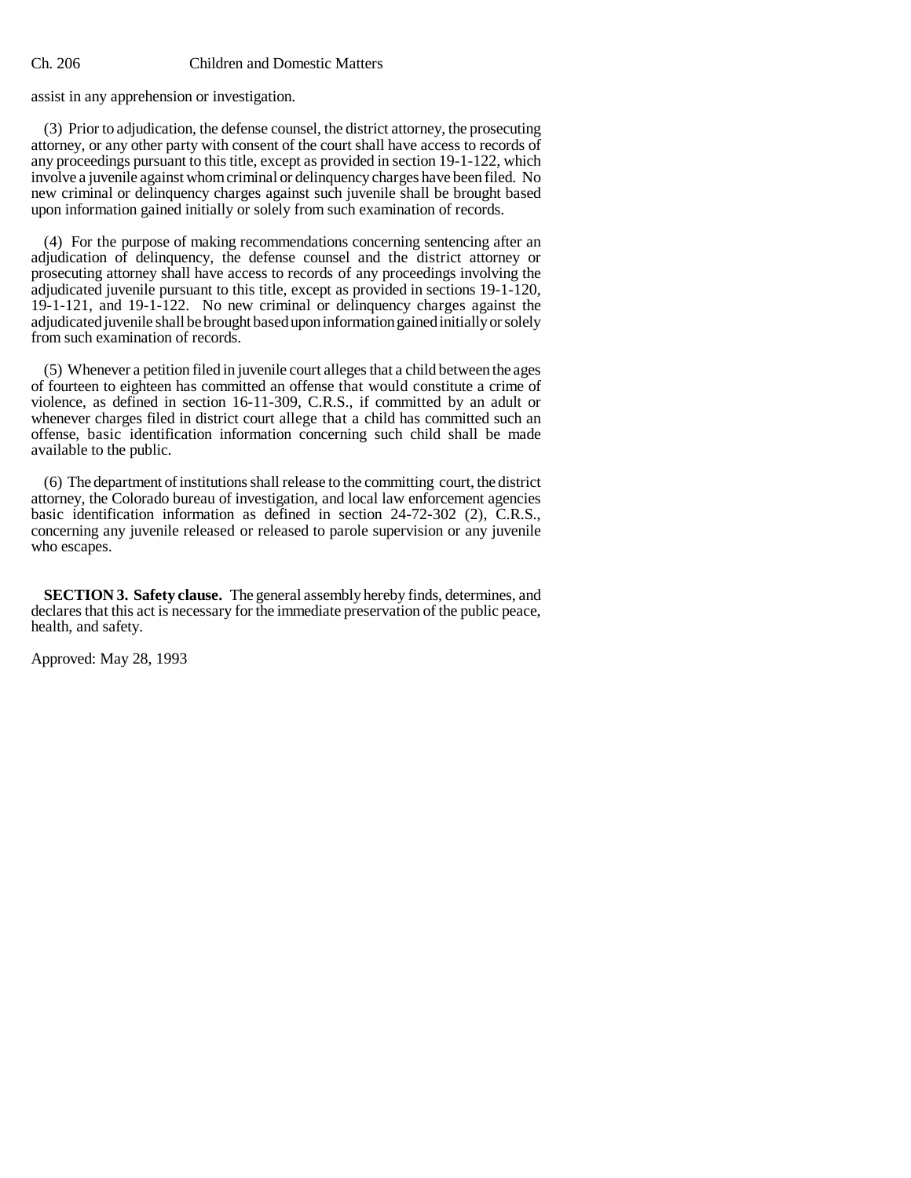assist in any apprehension or investigation.

(3) Prior to adjudication, the defense counsel, the district attorney, the prosecuting attorney, or any other party with consent of the court shall have access to records of any proceedings pursuant to this title, except as provided in section 19-1-122, which involve a juvenile against whom criminal or delinquency charges have been filed. No new criminal or delinquency charges against such juvenile shall be brought based upon information gained initially or solely from such examination of records.

(4) For the purpose of making recommendations concerning sentencing after an adjudication of delinquency, the defense counsel and the district attorney or prosecuting attorney shall have access to records of any proceedings involving the adjudicated juvenile pursuant to this title, except as provided in sections 19-1-120, 19-1-121, and 19-1-122. No new criminal or delinquency charges against the adjudicated juvenile shall be brought based upon information gained initially or solely from such examination of records.

(5) Whenever a petition filed in juvenile court alleges that a child between the ages of fourteen to eighteen has committed an offense that would constitute a crime of violence, as defined in section 16-11-309, C.R.S., if committed by an adult or whenever charges filed in district court allege that a child has committed such an offense, basic identification information concerning such child shall be made available to the public.

(6) The department of institutions shall release to the committing court, the district attorney, the Colorado bureau of investigation, and local law enforcement agencies basic identification information as defined in section 24-72-302 (2), C.R.S., concerning any juvenile released or released to parole supervision or any juvenile who escapes.

**SECTION 3. Safety clause.** The general assembly hereby finds, determines, and declares that this act is necessary for the immediate preservation of the public peace, health, and safety.

Approved: May 28, 1993